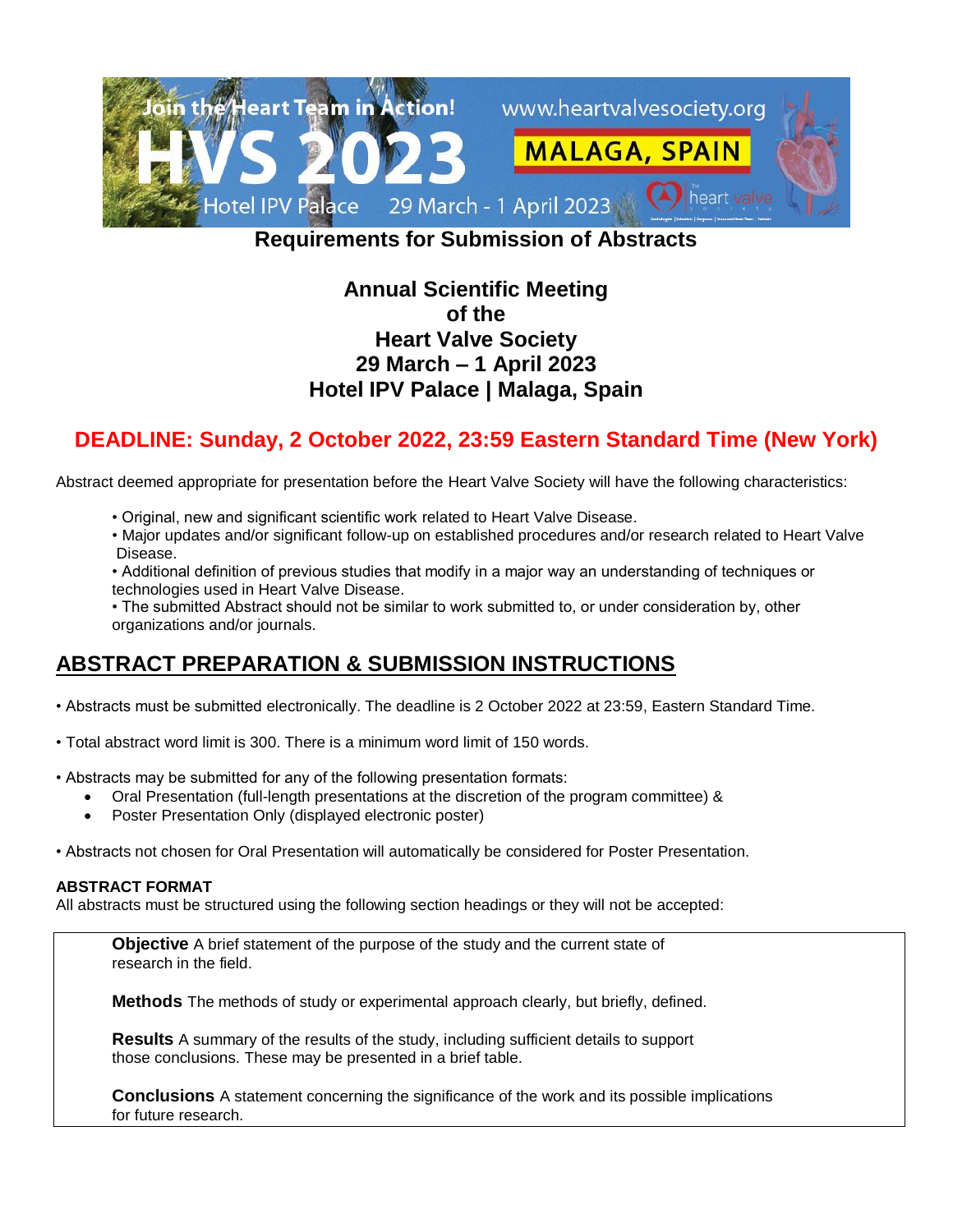Join the Heart Team in Action!

HVS 2023

www.heartvalvesociety.org

MALAGA, SPAIN

Hotel IPV Palace 29 March - 1 April 2023

**Requirements for Submission of Abstracts**

**Annual Scientific Meeting**
**of the**
**Heart Valve Society**
**29 March – 1 April 2023**
**Hotel IPV Palace | Malaga, Spain**

## DEADLINE: Sunday, 2 October 2022, 23:59 Eastern Standard Time (New York)

Abstract deemed appropriate for presentation before the Heart Valve Society will have the following characteristics:

- Original, new and significant scientific work related to Heart Valve Disease.
- Major updates and/or significant follow-up on established procedures and/or research related to Heart Valve Disease.
- Additional definition of previous studies that modify in a major way an understanding of techniques or technologies used in Heart Valve Disease.
- The submitted Abstract should not be similar to work submitted to, or under consideration by, other organizations and/or journals.

## ABSTRACT PREPARATION & SUBMISSION INSTRUCTIONS

- Abstracts must be submitted electronically. The deadline is 2 October 2022 at 23:59, Eastern Standard Time.

- Total abstract word limit is 300. There is a minimum word limit of 150 words.

- Abstracts may be submitted for any of the following presentation formats:
  - Oral Presentation (full-length presentations at the discretion of the program committee) &
  - Poster Presentation Only (displayed electronic poster)

- Abstracts not chosen for Oral Presentation will automatically be considered for Poster Presentation.

### ABSTRACT FORMAT

All abstracts must be structured using the following section headings or they will not be accepted:

**Objective** A brief statement of the purpose of the study and the current state of research in the field.

**Methods** The methods of study or experimental approach clearly, but briefly, defined.

**Results** A summary of the results of the study, including sufficient details to support those conclusions. These may be presented in a brief table.

**Conclusions** A statement concerning the significance of the work and its possible implications for future research.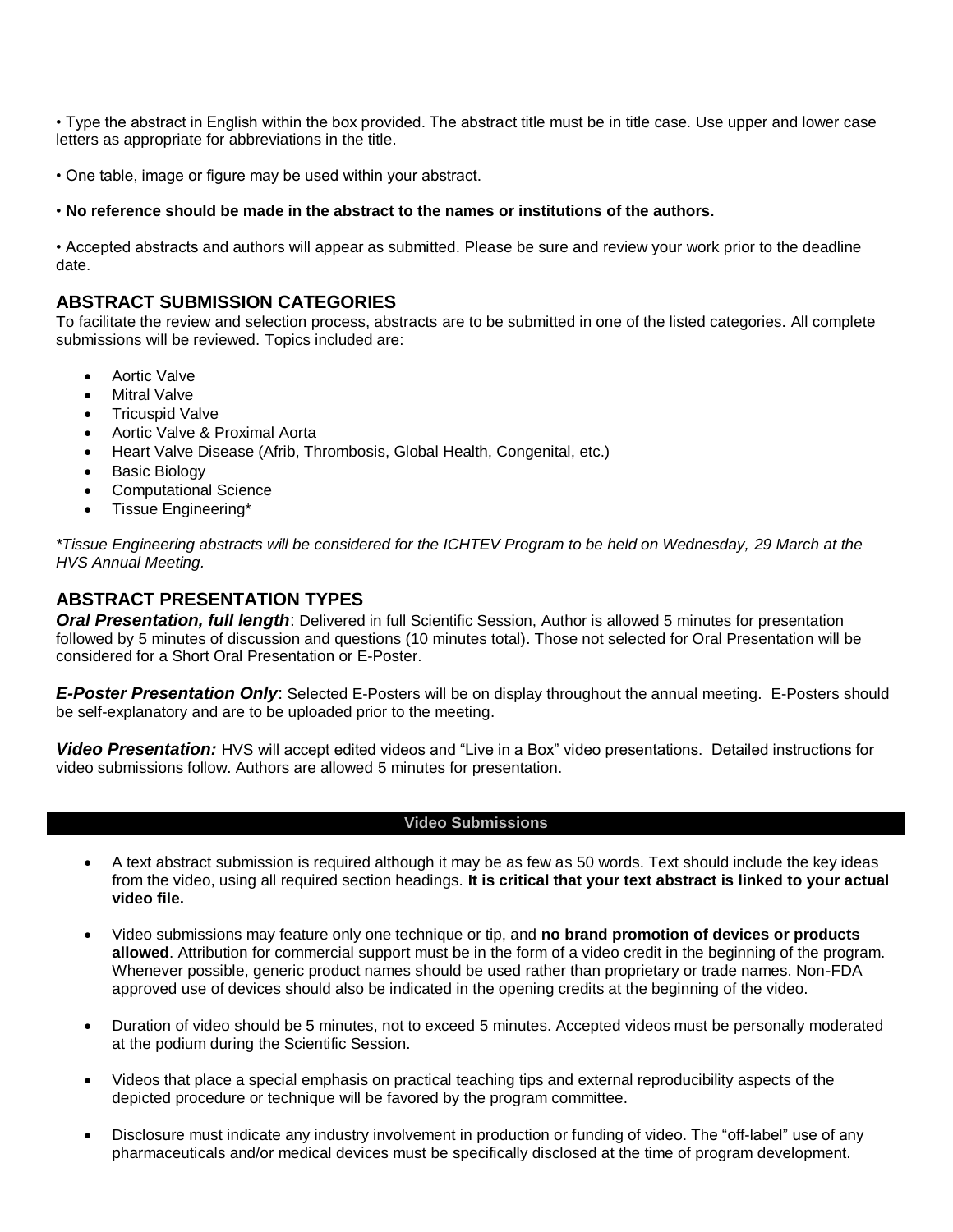• Type the abstract in English within the box provided. The abstract title must be in title case. Use upper and lower case letters as appropriate for abbreviations in the title.

• One table, image or figure may be used within your abstract.

• **No reference should be made in the abstract to the names or institutions of the authors.**

• Accepted abstracts and authors will appear as submitted. Please be sure and review your work prior to the deadline date.

## ABSTRACT SUBMISSION CATEGORIES

To facilitate the review and selection process, abstracts are to be submitted in one of the listed categories. All complete submissions will be reviewed. Topics included are:

- Aortic Valve
- Mitral Valve
- Tricuspid Valve
- Aortic Valve & Proximal Aorta
- Heart Valve Disease (Afrib, Thrombosis, Global Health, Congenital, etc.)
- Basic Biology
- Computational Science
- Tissue Engineering*

*\*Tissue Engineering abstracts will be considered for the ICHTEV Program to be held on Wednesday, 29 March at the HVS Annual Meeting.*

## ABSTRACT PRESENTATION TYPES

***Oral Presentation, full length***: Delivered in full Scientific Session, Author is allowed 5 minutes for presentation followed by 5 minutes of discussion and questions (10 minutes total). Those not selected for Oral Presentation will be considered for a Short Oral Presentation or E-Poster.

***E-Poster Presentation Only***: Selected E-Posters will be on display throughout the annual meeting. E-Posters should be self-explanatory and are to be uploaded prior to the meeting.

***Video Presentation:*** HVS will accept edited videos and "Live in a Box" video presentations. Detailed instructions for video submissions follow. Authors are allowed 5 minutes for presentation.

## Video Submissions

- A text abstract submission is required although it may be as few as 50 words. Text should include the key ideas from the video, using all required section headings. **It is critical that your text abstract is linked to your actual video file.**

- Video submissions may feature only one technique or tip, and **no brand promotion of devices or products allowed**. Attribution for commercial support must be in the form of a video credit in the beginning of the program. Whenever possible, generic product names should be used rather than proprietary or trade names. Non-FDA approved use of devices should also be indicated in the opening credits at the beginning of the video.

- Duration of video should be 5 minutes, not to exceed 5 minutes. Accepted videos must be personally moderated at the podium during the Scientific Session.

- Videos that place a special emphasis on practical teaching tips and external reproducibility aspects of the depicted procedure or technique will be favored by the program committee.

- Disclosure must indicate any industry involvement in production or funding of video. The "off-label" use of any pharmaceuticals and/or medical devices must be specifically disclosed at the time of program development.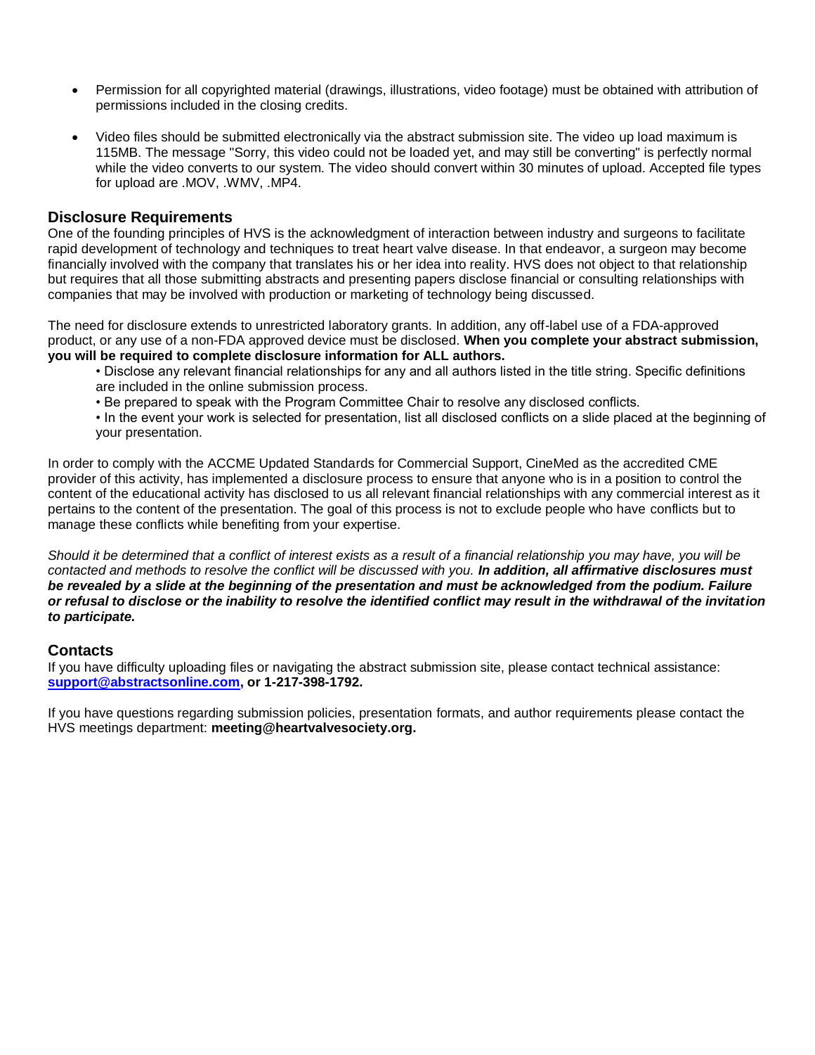- Permission for all copyrighted material (drawings, illustrations, video footage) must be obtained with attribution of permissions included in the closing credits.

- Video files should be submitted electronically via the abstract submission site. The video up load maximum is 115MB. The message "Sorry, this video could not be loaded yet, and may still be converting" is perfectly normal while the video converts to our system. The video should convert within 30 minutes of upload. Accepted file types for upload are .MOV, .WMV, .MP4.

## Disclosure Requirements

One of the founding principles of HVS is the acknowledgment of interaction between industry and surgeons to facilitate rapid development of technology and techniques to treat heart valve disease. In that endeavor, a surgeon may become financially involved with the company that translates his or her idea into reality. HVS does not object to that relationship but requires that all those submitting abstracts and presenting papers disclose financial or consulting relationships with companies that may be involved with production or marketing of technology being discussed.

The need for disclosure extends to unrestricted laboratory grants. In addition, any off-label use of a FDA-approved product, or any use of a non-FDA approved device must be disclosed. **When you complete your abstract submission, you will be required to complete disclosure information for ALL authors.**

- Disclose any relevant financial relationships for any and all authors listed in the title string. Specific definitions are included in the online submission process.
- Be prepared to speak with the Program Committee Chair to resolve any disclosed conflicts.
- In the event your work is selected for presentation, list all disclosed conflicts on a slide placed at the beginning of your presentation.

In order to comply with the ACCME Updated Standards for Commercial Support, CineMed as the accredited CME provider of this activity, has implemented a disclosure process to ensure that anyone who is in a position to control the content of the educational activity has disclosed to us all relevant financial relationships with any commercial interest as it pertains to the content of the presentation. The goal of this process is not to exclude people who have conflicts but to manage these conflicts while benefiting from your expertise.

*Should it be determined that a conflict of interest exists as a result of a financial relationship you may have, you will be contacted and methods to resolve the conflict will be discussed with you.* ***In addition, all affirmative disclosures must be revealed by a slide at the beginning of the presentation and must be acknowledged from the podium. Failure or refusal to disclose or the inability to resolve the identified conflict may result in the withdrawal of the invitation to participate.***

## Contacts

If you have difficulty uploading files or navigating the abstract submission site, please contact technical assistance: **support@abstractsonline.com, or 1-217-398-1792.**

If you have questions regarding submission policies, presentation formats, and author requirements please contact the HVS meetings department: **meeting@heartvalvesociety.org.**